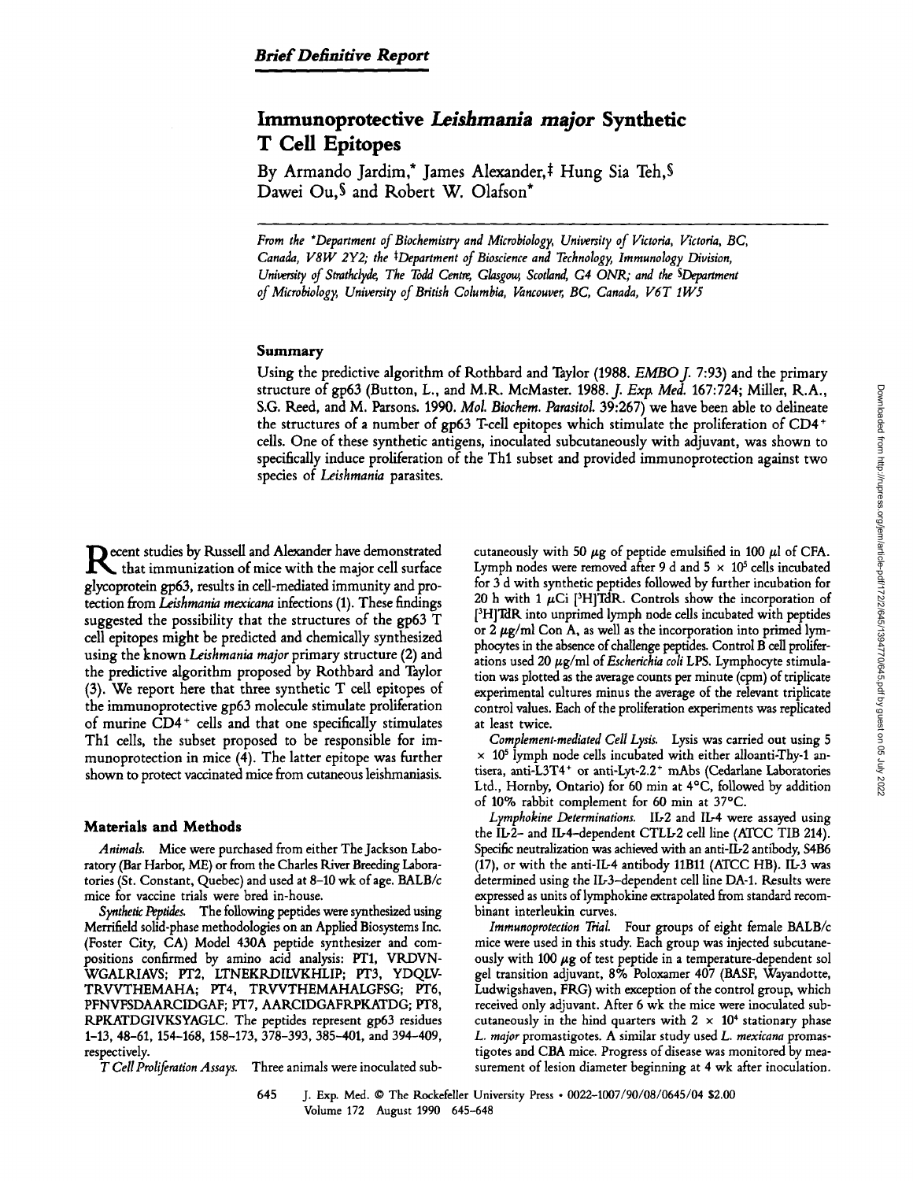*Brief Definitive Report*

# Immunoprotective *Leishmania major* Synthetic T Cell Epitopes

By Armando Jardim,* James Alexander,‡ Hung Sia Teh,§ Dawei Ou,§ and Robert W. Olafson*

*From the \*Department of Biochemistry and Microbiology, University of Victoria, Victoria, BC, Canada, V8W 2Y2; the ‡Department of Bioscience and Technology, Immunology Division, University of Strathclyde, The Todd Centre, Glasgow, Scotland, G4 ONR; and the §Department of Microbiology, University of British Columbia, Vancouver, BC, Canada, V6T 1W5*

## Summary

Using the predictive algorithm of Rothbard and Taylor (1988. *EMBO J.* 7:93) and the primary structure of gp63 (Button, L., and M.R. McMaster. 1988. *J. Exp. Med.* 167:724; Miller, R.A., S.G. Reed, and M. Parsons. 1990. *Mol. Biochem. Parasitol.* 39:267) we have been able to delineate the structures of a number of gp63 T-cell epitopes which stimulate the proliferation of CD4+ cells. One of these synthetic antigens, inoculated subcutaneously with adjuvant, was shown to specifically induce proliferation of the Th1 subset and provided immunoprotection against two species of *Leishmania* parasites.

Recent studies by Russell and Alexander have demonstrated that immunization of mice with the major cell surface glycoprotein gp63, results in cell-mediated immunity and protection from *Leishmania mexicana* infections (1). These findings suggested the possibility that the structures of the gp63 T cell epitopes might be predicted and chemically synthesized using the known *Leishmania major* primary structure (2) and the predictive algorithm proposed by Rothbard and Taylor (3). We report here that three synthetic T cell epitopes of the immunoprotective gp63 molecule stimulate proliferation of murine CD4+ cells and that one specifically stimulates Th1 cells, the subset proposed to be responsible for immunoprotection in mice (4). The latter epitope was further shown to protect vaccinated mice from cutaneous leishmaniasis.

## Materials and Methods

*Animals.* Mice were purchased from either The Jackson Laboratory (Bar Harbor, ME) or from the Charles River Breeding Laboratories (St. Constant, Quebec) and used at 8–10 wk of age. BALB/c mice for vaccine trials were bred in-house.

*Synthetic Peptides.* The following peptides were synthesized using Merrifield solid-phase methodologies on an Applied Biosystems Inc. (Foster City, CA) Model 430A peptide synthesizer and compositions confirmed by amino acid analysis: PT1, VRDVNWGALRIAVS; PT2, LTNEKRDILVKHLIP; PT3, YDQLVTRVVTHEMAHA; PT4, TRVVTHEMAHALGFSG; PT6, PFNVFSDAARCIDGAF; PT7, AARCIDGAFRPKATDG; PT8, RPKATDGIVKSYAGLC. The peptides represent gp63 residues 1–13, 48–61, 154–168, 158–173, 378–393, 385–401, and 394–409, respectively.

*T Cell Proliferation Assays.* Three animals were inoculated subcutaneously with 50 μg of peptide emulsified in 100 μl of CFA. Lymph nodes were removed after 9 d and $5 \times 10^5$ cells incubated for 3 d with synthetic peptides followed by further incubation for 20 h with 1 μCi [$^3$H]TdR. Controls show the incorporation of [$^3$H]TdR into unprimed lymph node cells incubated with peptides or 2 μg/ml Con A, as well as the incorporation into primed lymphocytes in the absence of challenge peptides. Control B cell proliferations used 20 μg/ml of *Escherichia coli* LPS. Lymphocyte stimulation was plotted as the average counts per minute (cpm) of triplicate experimental cultures minus the average of the relevant triplicate control values. Each of the proliferation experiments was replicated at least twice.

*Complement-mediated Cell Lysis.* Lysis was carried out using $5 \times 10^5$ lymph node cells incubated with either alloanti-Thy-1 antisera, anti-L3T4+ or anti-Lyt-2.2+ mAbs (Cedarlane Laboratories Ltd., Hornby, Ontario) for 60 min at 4°C, followed by addition of 10% rabbit complement for 60 min at 37°C.

*Lymphokine Determinations.* IL-2 and IL-4 were assayed using the IL-2- and IL-4-dependent CTLL-2 cell line (ATCC TIB 214). Specific neutralization was achieved with an anti-IL-2 antibody, S4B6 (17), or with the anti-IL-4 antibody 11B11 (ATCC HB). IL-3 was determined using the IL-3-dependent cell line DA-1. Results were expressed as units of lymphokine extrapolated from standard recombinant interleukin curves.

*Immunoprotection Trial.* Four groups of eight female BALB/c mice were used in this study. Each group was injected subcutaneously with 100 μg of test peptide in a temperature-dependent sol gel transition adjuvant, 8% Poloxamer 407 (BASF, Wayandotte, Ludwigshaven, FRG) with exception of the control group, which received only adjuvant. After 6 wk the mice were inoculated subcutaneously in the hind quarters with $2 \times 10^4$ stationary phase *L. major* promastigotes. A similar study used *L. mexicana* promastigotes and CBA mice. Progress of disease was monitored by measurement of lesion diameter beginning at 4 wk after inoculation.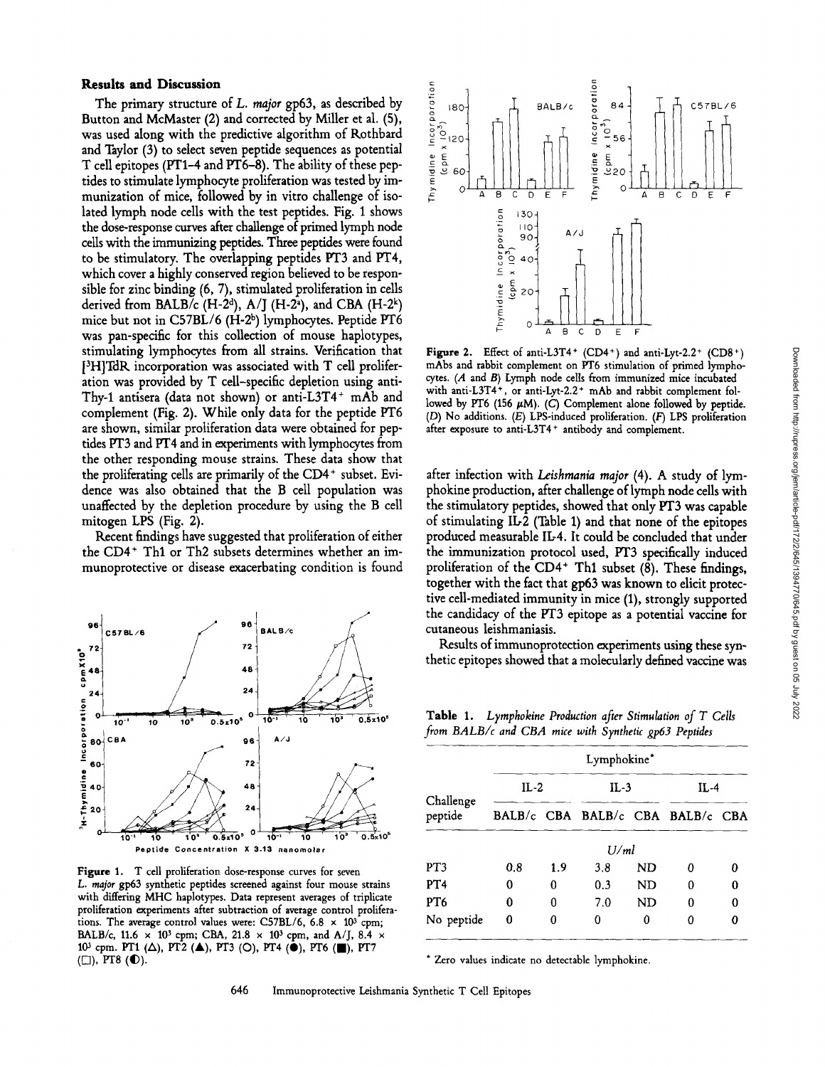## Results and Discussion

The primary structure of *L. major* gp63, as described by Button and McMaster (2) and corrected by Miller et al. (5), was used along with the predictive algorithm of Rothbard and Taylor (3) to select seven peptide sequences as potential T cell epitopes (PT1–4 and PT6–8). The ability of these peptides to stimulate lymphocyte proliferation was tested by immunization of mice, followed by in vitro challenge of isolated lymph node cells with the test peptides. Fig. 1 shows the dose-response curves after challenge of primed lymph node cells with the immunizing peptides. Three peptides were found to be stimulatory. The overlapping peptides PT3 and PT4, which cover a highly conserved region believed to be responsible for zinc binding (6, 7), stimulated proliferation in cells derived from BALB/c ($H-2^d$), A/J ($H-2^a$), and CBA ($H-2^k$) mice but not in C57BL/6 ($H-2^b$) lymphocytes. Peptide PT6 was pan-specific for this collection of mouse haplotypes, stimulating lymphocytes from all strains. Verification that [$^3$H]TdR incorporation was associated with T cell proliferation was provided by T cell–specific depletion using anti-Thy-1 antisera (data not shown) or anti-L3T4$^+$ mAb and complement (Fig. 2). While only data for the peptide PT6 are shown, similar proliferation data were obtained for peptides PT3 and PT4 and in experiments with lymphocytes from the other responding mouse strains. These data show that the proliferating cells are primarily of the CD4$^+$ subset. Evidence was also obtained that the B cell population was unaffected by the depletion procedure by using the B cell mitogen LPS (Fig. 2).

Recent findings have suggested that proliferation of either the CD4$^+$ Th1 or Th2 subsets determines whether an immunoprotective or disease exacerbating condition is found after infection with *Leishmania major* (4). A study of lymphokine production, after challenge of lymph node cells with the stimulatory peptides, showed that only PT3 was capable of stimulating IL-2 (Table 1) and that none of the epitopes produced measurable IL-4. It could be concluded that under the immunization protocol used, PT3 specifically induced proliferation of the CD4$^+$ Th1 subset (8). These findings, together with the fact that gp63 was known to elicit protective cell-mediated immunity in mice (1), strongly supported the candidacy of the PT3 epitope as a potential vaccine for cutaneous leishmaniasis.

Results of immunoprotection experiments using these synthetic epitopes showed that a molecularly defined vaccine was

**Figure 1.** T cell proliferation dose-response curves for seven *L. major* gp63 synthetic peptides screened against four mouse strains with differing MHC haplotypes. Data represent averages of triplicate proliferation experiments after subtraction of average control proliferations. The average control values were: C57BL/6, $6.8 \times 10^3$ cpm; BALB/c, $11.6 \times 10^3$ cpm; CBA, $21.8 \times 10^3$ cpm, and A/J, $8.4 \times 10^3$ cpm. PT1 (△), PT2 (▲), PT3 (○), PT4 (●), PT6 (■), PT7 (□), PT8 (◐).

**Figure 2.** Effect of anti-L3T4$^+$ (CD4$^+$) and anti-Lyt-2.2$^+$ (CD8$^+$) mAbs and rabbit complement on PT6 stimulation of primed lymphocytes. (*A* and *B*) Lymph node cells from immunized mice incubated with anti-L3T4$^+$, or anti-Lyt-2.2$^+$ mAb and rabbit complement followed by PT6 (156 μM). (*C*) Complement alone followed by peptide. (*D*) No additions. (*E*) LPS-induced proliferation. (*F*) LPS proliferation after exposure to anti-L3T4$^+$ antibody and complement.

**Table 1.** *Lymphokine Production after Stimulation of T Cells from BALB/c and CBA mice with Synthetic gp63 Peptides*

| Challenge peptide | Lymphokine* | | | | | |
|---|---|---|---|---|---|---|
| | IL-2 | | IL-3 | | IL-4 | |
| | BALB/c | CBA | BALB/c | CBA | BALB/c | CBA |
| | U/ml | | | | | |
| PT3 | 0.8 | 1.9 | 3.8 | ND | 0 | 0 |
| PT4 | 0 | 0 | 0.3 | ND | 0 | 0 |
| PT6 | 0 | 0 | 7.0 | ND | 0 | 0 |
| No peptide | 0 | 0 | 0 | 0 | 0 | 0 |

\* Zero values indicate no detectable lymphokine.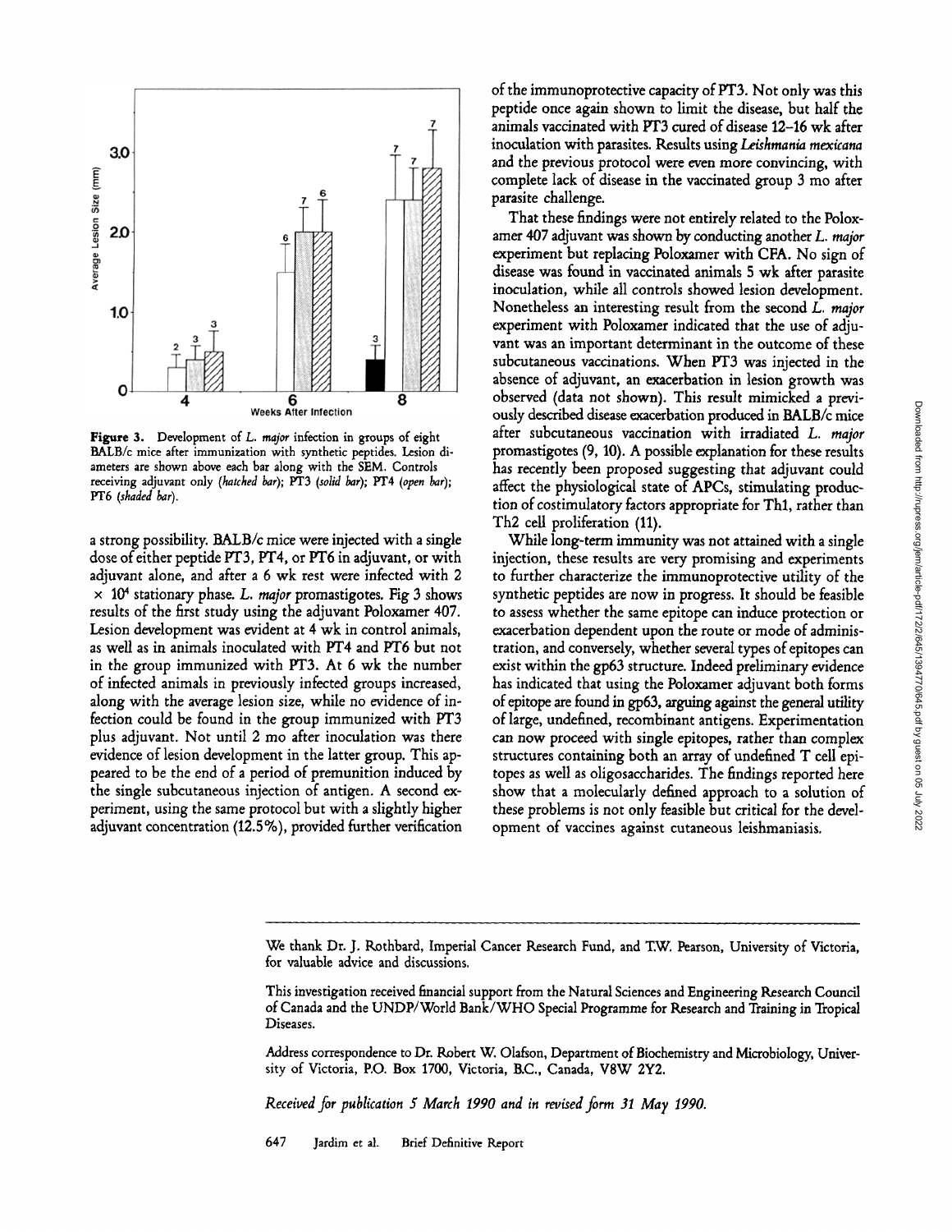Average Lesion Size (mm)

3.0

2.0

1.0

0

2 3 3

6 7 6

3 7 7 7

4

6

8

Weeks After Infection

**Figure 3.** Development of *L. major* infection in groups of eight BALB/c mice after immunization with synthetic peptides. Lesion diameters are shown above each bar along with the SEM. Controls receiving adjuvant only (*hatched bar*); PT3 (*solid bar*); PT4 (*open bar*); PT6 (*shaded bar*).

a strong possibility. BALB/c mice were injected with a single dose of either peptide PT3, PT4, or PT6 in adjuvant, or with adjuvant alone, and after a 6 wk rest were infected with 2 $\times$ $10^4$ stationary phase. *L. major* promastigotes. Fig 3 shows results of the first study using the adjuvant Poloxamer 407. Lesion development was evident at 4 wk in control animals, as well as in animals inoculated with PT4 and PT6 but not in the group immunized with PT3. At 6 wk the number of infected animals in previously infected groups increased, along with the average lesion size, while no evidence of infection could be found in the group immunized with PT3 plus adjuvant. Not until 2 mo after inoculation was there evidence of lesion development in the latter group. This appeared to be the end of a period of premunition induced by the single subcutaneous injection of antigen. A second experiment, using the same protocol but with a slightly higher adjuvant concentration (12.5%), provided further verification of the immunoprotective capacity of PT3. Not only was this peptide once again shown to limit the disease, but half the animals vaccinated with PT3 cured of disease 12–16 wk after inoculation with parasites. Results using *Leishmania mexicana* and the previous protocol were even more convincing, with complete lack of disease in the vaccinated group 3 mo after parasite challenge.

That these findings were not entirely related to the Poloxamer 407 adjuvant was shown by conducting another *L. major* experiment but replacing Poloxamer with CFA. No sign of disease was found in vaccinated animals 5 wk after parasite inoculation, while all controls showed lesion development. Nonetheless an interesting result from the second *L. major* experiment with Poloxamer indicated that the use of adjuvant was an important determinant in the outcome of these subcutaneous vaccinations. When PT3 was injected in the absence of adjuvant, an exacerbation in lesion growth was observed (data not shown). This result mimicked a previously described disease exacerbation produced in BALB/c mice after subcutaneous vaccination with irradiated *L. major* promastigotes (9, 10). A possible explanation for these results has recently been proposed suggesting that adjuvant could affect the physiological state of APCs, stimulating production of costimulatory factors appropriate for Th1, rather than Th2 cell proliferation (11).

While long-term immunity was not attained with a single injection, these results are very promising and experiments to further characterize the immunoprotective utility of the synthetic peptides are now in progress. It should be feasible to assess whether the same epitope can induce protection or exacerbation dependent upon the route or mode of administration, and conversely, whether several types of epitopes can exist within the gp63 structure. Indeed preliminary evidence has indicated that using the Poloxamer adjuvant both forms of epitope are found in gp63, arguing against the general utility of large, undefined, recombinant antigens. Experimentation can now proceed with single epitopes, rather than complex structures containing both an array of undefined T cell epitopes as well as oligosaccharides. The findings reported here show that a molecularly defined approach to a solution of these problems is not only feasible but critical for the development of vaccines against cutaneous leishmaniasis.

---

We thank Dr. J. Rothbard, Imperial Cancer Research Fund, and T.W. Pearson, University of Victoria, for valuable advice and discussions.

This investigation received financial support from the Natural Sciences and Engineering Research Council of Canada and the UNDP/World Bank/WHO Special Programme for Research and Training in Tropical Diseases.

Address correspondence to Dr. Robert W. Olafson, Department of Biochemistry and Microbiology, University of Victoria, P.O. Box 1700, Victoria, B.C., Canada, V8W 2Y2.

*Received for publication 5 March 1990 and in revised form 31 May 1990.*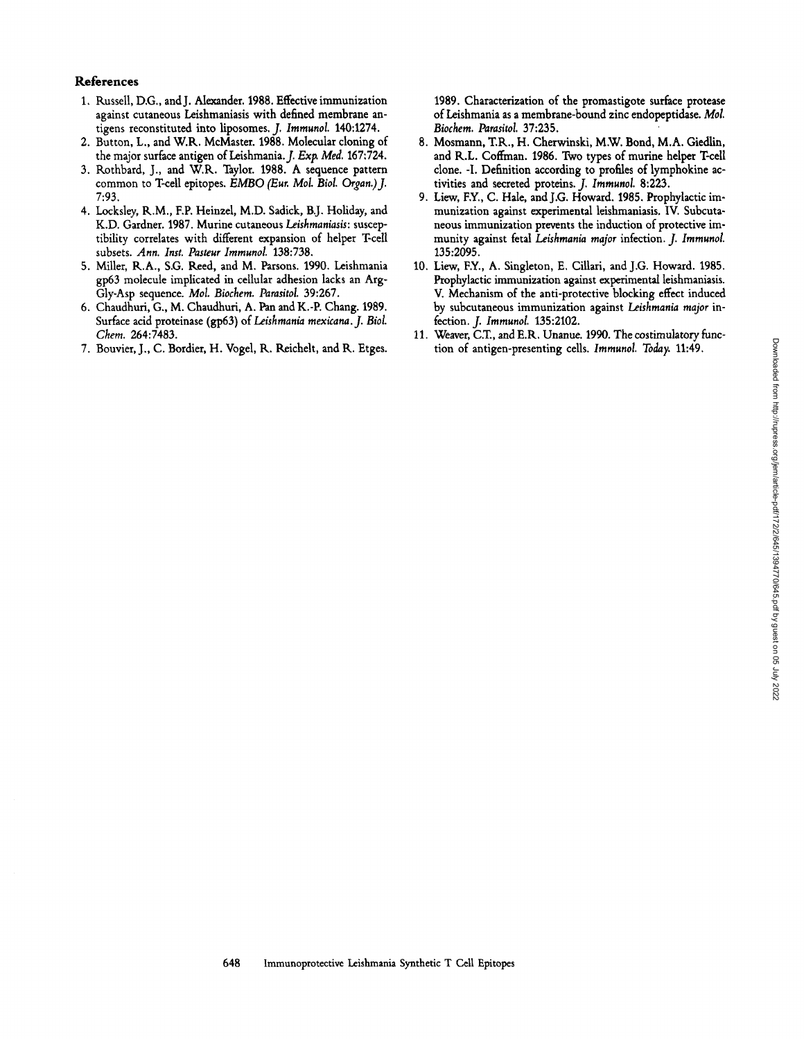## References

1. Russell, D.G., and J. Alexander. 1988. Effective immunization against cutaneous Leishmaniasis with defined membrane antigens reconstituted into liposomes. *J. Immunol.* 140:1274.
2. Button, L., and W.R. McMaster. 1988. Molecular cloning of the major surface antigen of Leishmania. *J. Exp. Med.* 167:724.
3. Rothbard, J., and W.R. Taylor. 1988. A sequence pattern common to T-cell epitopes. *EMBO (Eur. Mol. Biol. Organ.) J.* 7:93.
4. Locksley, R.M., F.P. Heinzel, M.D. Sadick, B.J. Holiday, and K.D. Gardner. 1987. Murine cutaneous *Leishmaniasis*: susceptibility correlates with different expansion of helper T-cell subsets. *Ann. Inst. Pasteur Immunol.* 138:738.
5. Miller, R.A., S.G. Reed, and M. Parsons. 1990. Leishmania gp63 molecule implicated in cellular adhesion lacks an Arg-Gly-Asp sequence. *Mol. Biochem. Parasitol.* 39:267.
6. Chaudhuri, G., M. Chaudhuri, A. Pan and K.-P. Chang. 1989. Surface acid proteinase (gp63) of *Leishmania mexicana*. *J. Biol. Chem.* 264:7483.
7. Bouvier, J., C. Bordier, H. Vogel, R. Reichelt, and R. Etges. 1989. Characterization of the promastigote surface protease of Leishmania as a membrane-bound zinc endopeptidase. *Mol. Biochem. Parasitol.* 37:235.
8. Mosmann, T.R., H. Cherwinski, M.W. Bond, M.A. Giedlin, and R.L. Coffman. 1986. Two types of murine helper T-cell clone. -I. Definition according to profiles of lymphokine activities and secreted proteins. *J. Immunol.* 8:223.
9. Liew, F.Y., C. Hale, and J.G. Howard. 1985. Prophylactic immunization against experimental leishmaniasis. IV. Subcutaneous immunization prevents the induction of protective immunity against fetal *Leishmania major* infection. *J. Immunol.* 135:2095.
10. Liew, F.Y., A. Singleton, E. Cillari, and J.G. Howard. 1985. Prophylactic immunization against experimental leishmaniasis. V. Mechanism of the anti-protective blocking effect induced by subcutaneous immunization against *Leishmania major* infection. *J. Immunol.* 135:2102.
11. Weaver, C.T., and E.R. Unanue. 1990. The costimulatory function of antigen-presenting cells. *Immunol. Today.* 11:49.